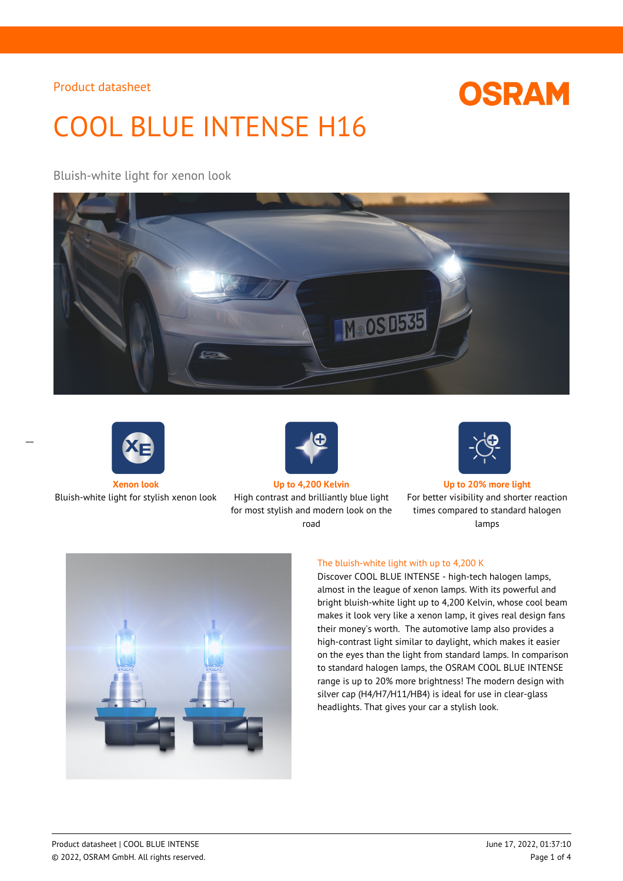Product datasheet

# COOL BLUE INTENSE H16

Bluish-white light for xenon look

**Xenon look**
Bluish-white light for stylish xenon look

**Up to 4,200 Kelvin**
High contrast and brilliantly blue light for most stylish and modern look on the road

**Up to 20% more light**
For better visibility and shorter reaction times compared to standard halogen lamps

## The bluish-white light with up to 4,200 K

Discover COOL BLUE INTENSE - high-tech halogen lamps, almost in the league of xenon lamps. With its powerful and bright bluish-white light up to 4,200 Kelvin, whose cool beam makes it look very like a xenon lamp, it gives real design fans their money's worth. The automotive lamp also provides a high-contrast light similar to daylight, which makes it easier on the eyes than the light from standard lamps. In comparison to standard halogen lamps, the OSRAM COOL BLUE INTENSE range is up to 20% more brightness! The modern design with silver cap (H4/H7/H11/HB4) is ideal for use in clear-glass headlights. That gives your car a stylish look.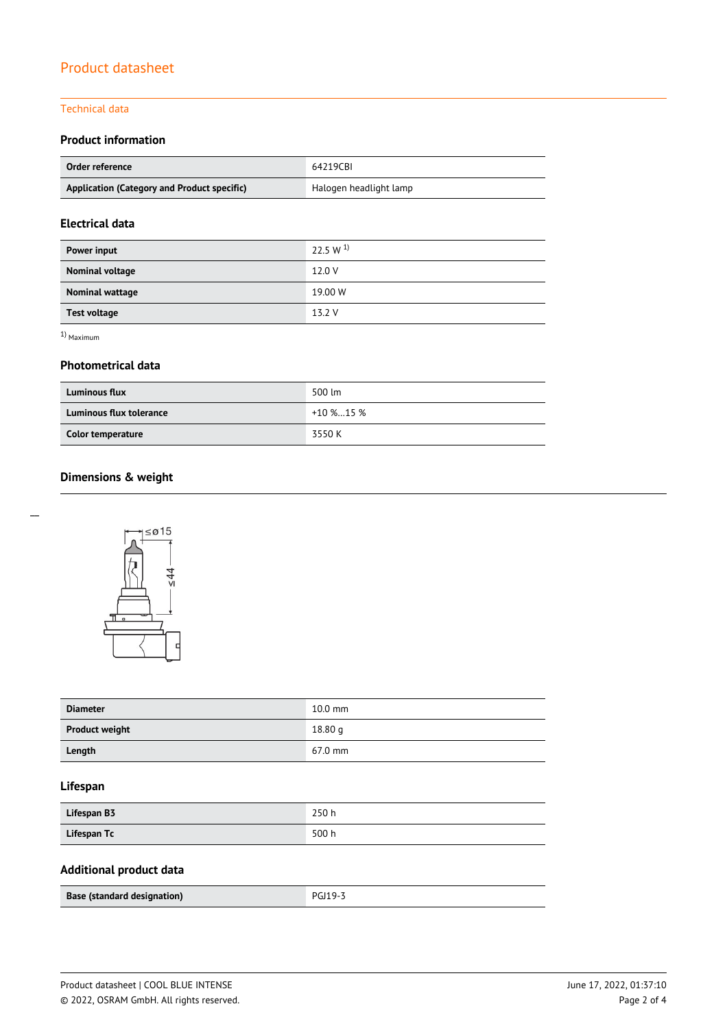# Product datasheet

## Technical data

### Product information

| Order reference | 64219CBI |
|---|---|
| Application (Category and Product specific) | Halogen headlight lamp |

### Electrical data

| Power input | 22.5 W [1] |
|---|---|
| Nominal voltage | 12.0 V |
| Nominal wattage | 19.00 W |
| Test voltage | 13.2 V |

[1] Maximum

### Photometrical data

| Luminous flux | 500 lm |
|---|---|
| Luminous flux tolerance | +10 %...15 % |
| Color temperature | 3550 K |

### Dimensions & weight

| Diameter | 10.0 mm |
|---|---|
| Product weight | 18.80 g |
| Length | 67.0 mm |

### Lifespan

| Lifespan B3 | 250 h |
|---|---|
| Lifespan Tc | 500 h |

### Additional product data

| Base (standard designation) | PGJ19-3 |
|---|---|

Product datasheet | COOL BLUE INTENSE
© 2022, OSRAM GmbH. All rights reserved.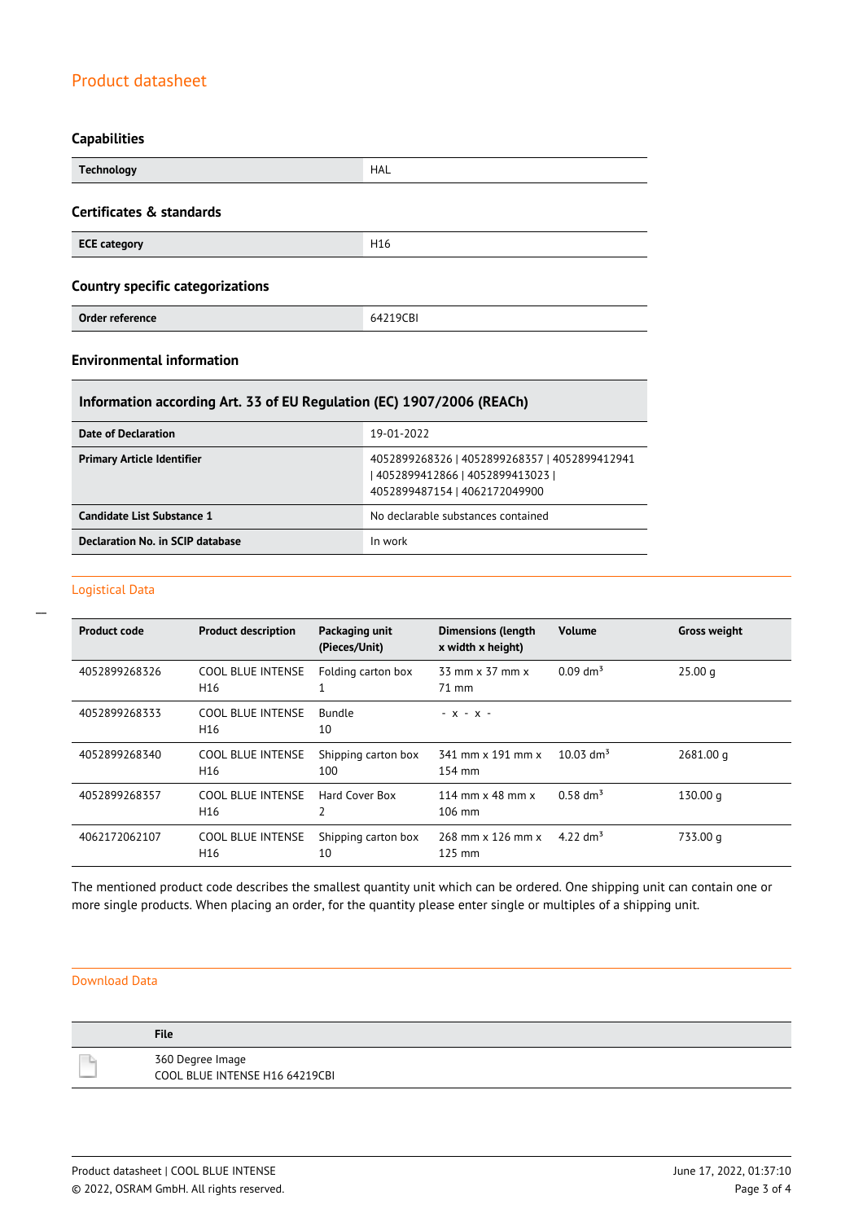## Product datasheet

### Capabilities

| Technology | HAL |
|---|---|

### Certificates & standards

| ECE category | H16 |
|---|---|

### Country specific categorizations

| Order reference | 64219CBI |
|---|---|

### Environmental information

| Information according Art. 33 of EU Regulation (EC) 1907/2006 (REACh) | |
|---|---|
| Date of Declaration | 19-01-2022 |
| Primary Article Identifier | 4052899268326 \| 4052899268357 \| 4052899412941 \| 4052899412866 \| 4052899413023 \| 4052899487154 \| 4062172049900 |
| Candidate List Substance 1 | No declarable substances contained |
| Declaration No. in SCIP database | In work |

## Logistical Data

| Product code | Product description | Packaging unit (Pieces/Unit) | Dimensions (length x width x height) | Volume | Gross weight |
|---|---|---|---|---|---|
| 4052899268326 | COOL BLUE INTENSE H16 | Folding carton box 1 | 33 mm x 37 mm x 71 mm | 0.09 dm³ | 25.00 g |
| 4052899268333 | COOL BLUE INTENSE H16 | Bundle 10 | - x - x - | | |
| 4052899268340 | COOL BLUE INTENSE H16 | Shipping carton box 100 | 341 mm x 191 mm x 154 mm | 10.03 dm³ | 2681.00 g |
| 4052899268357 | COOL BLUE INTENSE H16 | Hard Cover Box 2 | 114 mm x 48 mm x 106 mm | 0.58 dm³ | 130.00 g |
| 4062172062107 | COOL BLUE INTENSE H16 | Shipping carton box 10 | 268 mm x 126 mm x 125 mm | 4.22 dm³ | 733.00 g |

The mentioned product code describes the smallest quantity unit which can be ordered. One shipping unit can contain one or more single products. When placing an order, for the quantity please enter single or multiples of a shipping unit.

## Download Data

| | File |
|---|---|
| | 360 Degree Image<br>COOL BLUE INTENSE H16 64219CBI |

Product datasheet | COOL BLUE INTENSE
© 2022, OSRAM GmbH. All rights reserved.
June 17, 2022, 01:37:10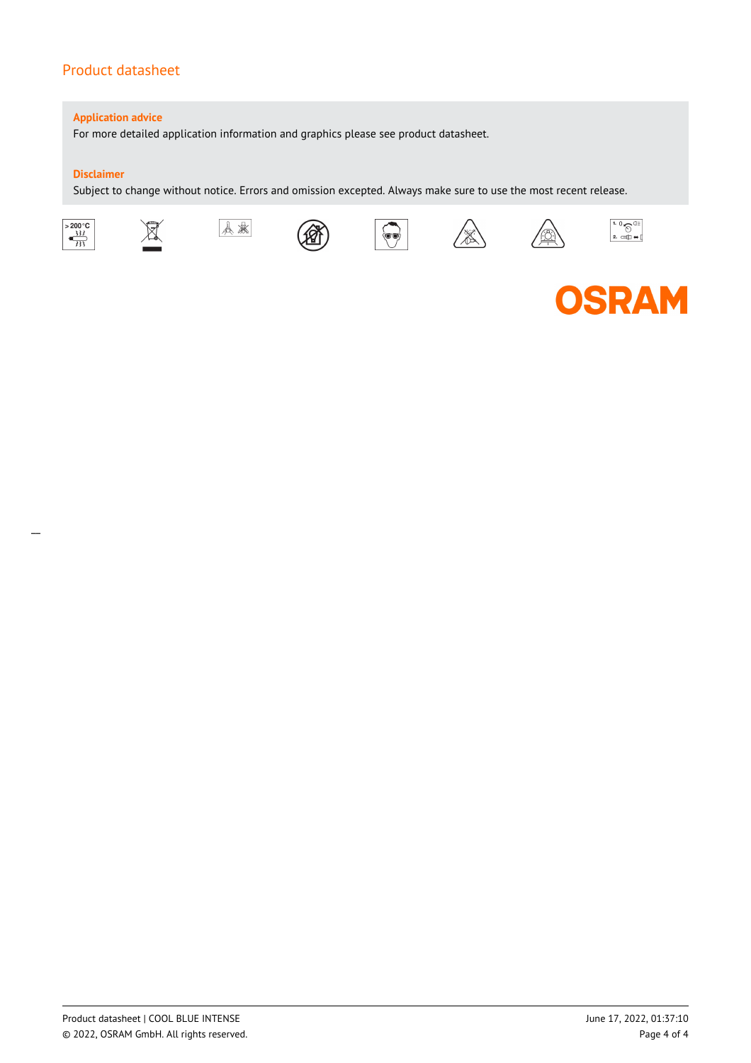### Application advice

For more detailed application information and graphics please see product datasheet.

### Disclaimer

Subject to change without notice. Errors and omission excepted. Always make sure to use the most recent release.

> 200°C

OSRAM